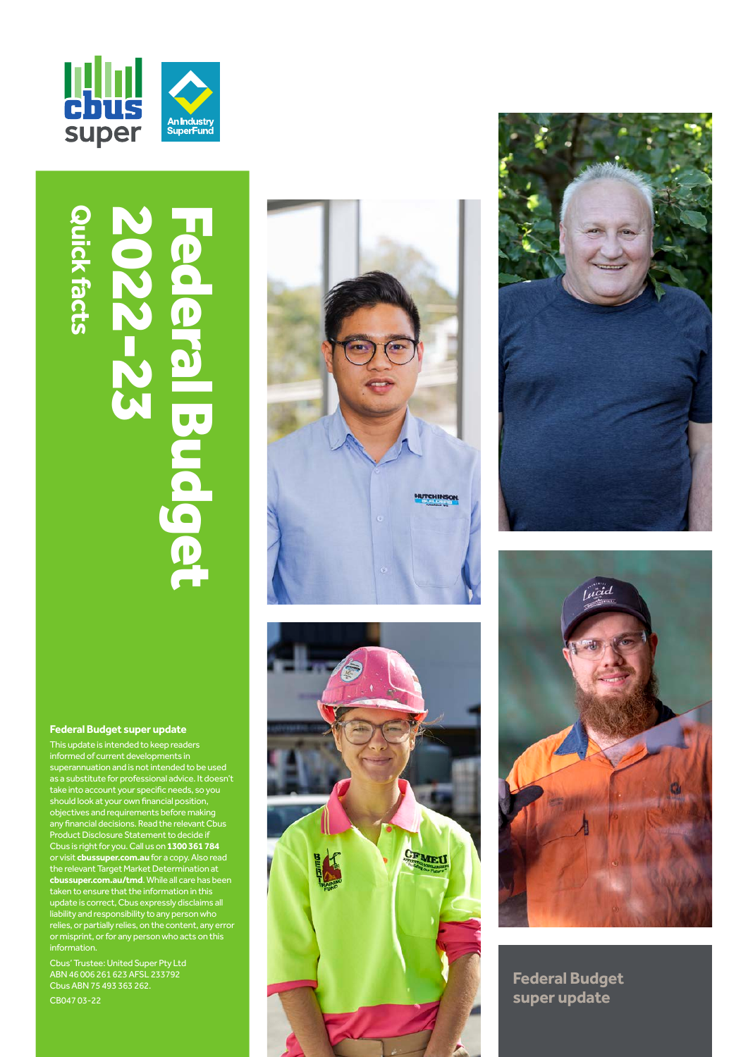cbus super

An Industry SuperFund

# Federal Budget 2022-23

## Quick facts

### Federal Budget super update

This update is intended to keep readers informed of current developments in superannuation and is not intended to be used as a substitute for professional advice. It doesn't take into account your specific needs, so you should look at your own financial position, objectives and requirements before making any financial decisions. Read the relevant Cbus Product Disclosure Statement to decide if Cbus is right for you. Call us on **1300 361 784** or visit **cbussuper.com.au** for a copy. Also read the relevant Target Market Determination at **cbussuper.com.au/tmd**. While all care has been taken to ensure that the information in this update is correct, Cbus expressly disclaims all liability and responsibility to any person who relies, or partially relies, on the content, any error or misprint, or for any person who acts on this information.

Cbus' Trustee: United Super Pty Ltd
ABN 46 006 261 623 AFSL 233792
Cbus ABN 75 493 363 262.

CB047 03-22

**Federal Budget super update**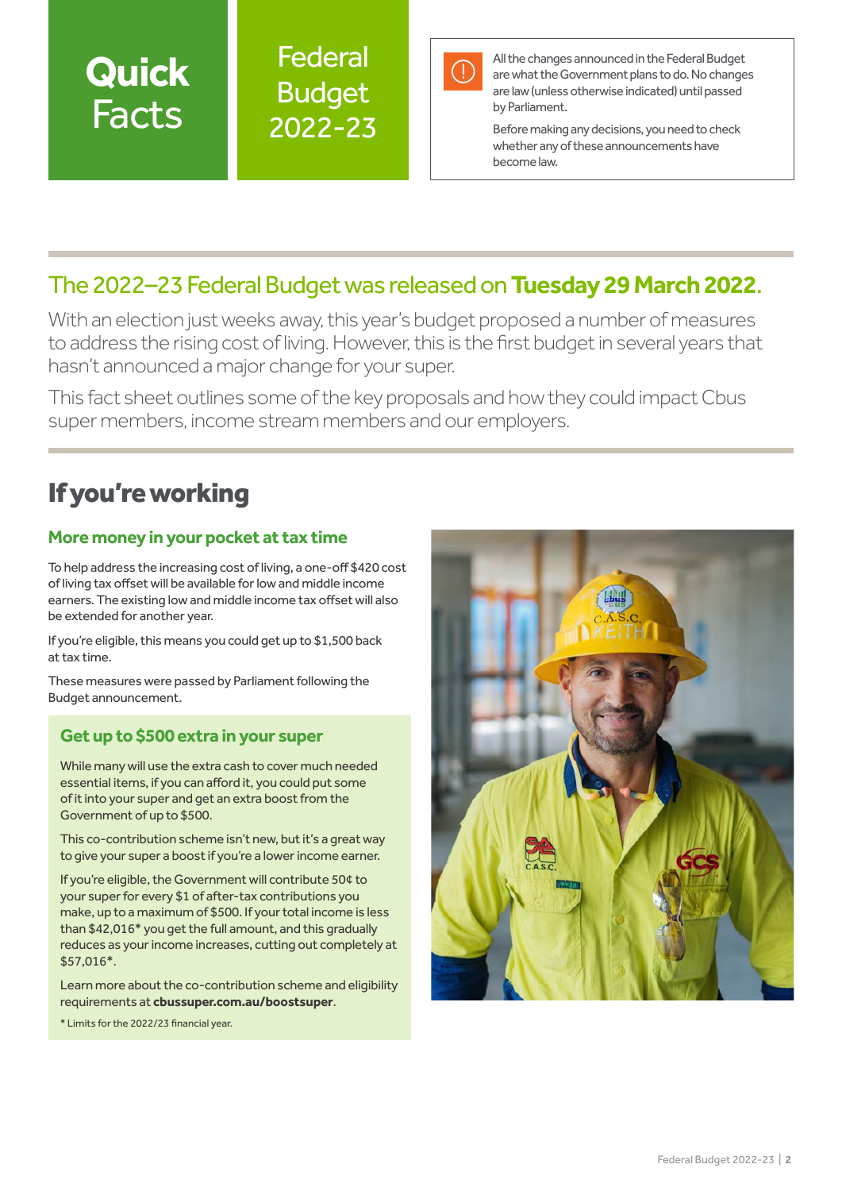# Quick Facts

## Federal Budget 2022-23

All the changes announced in the Federal Budget are what the Government plans to do. No changes are law (unless otherwise indicated) until passed by Parliament.

Before making any decisions, you need to check whether any of these announcements have become law.

## The 2022–23 Federal Budget was released on **Tuesday 29 March 2022**.

With an election just weeks away, this year's budget proposed a number of measures to address the rising cost of living. However, this is the first budget in several years that hasn't announced a major change for your super.

This fact sheet outlines some of the key proposals and how they could impact Cbus super members, income stream members and our employers.

## If you're working

### More money in your pocket at tax time

To help address the increasing cost of living, a one-off $420 cost of living tax offset will be available for low and middle income earners. The existing low and middle income tax offset will also be extended for another year.

If you're eligible, this means you could get up to $1,500 back at tax time.

These measures were passed by Parliament following the Budget announcement.

### Get up to $500 extra in your super

While many will use the extra cash to cover much needed essential items, if you can afford it, you could put some of it into your super and get an extra boost from the Government of up to $500.

This co-contribution scheme isn't new, but it's a great way to give your super a boost if you're a lower income earner.

If you're eligible, the Government will contribute 50¢ to your super for every $1 of after-tax contributions you make, up to a maximum of $500. If your total income is less than $42,016* you get the full amount, and this gradually reduces as your income increases, cutting out completely at $57,016*.

Learn more about the co-contribution scheme and eligibility requirements at **cbussuper.com.au/boostsuper**.

\* Limits for the 2022/23 financial year.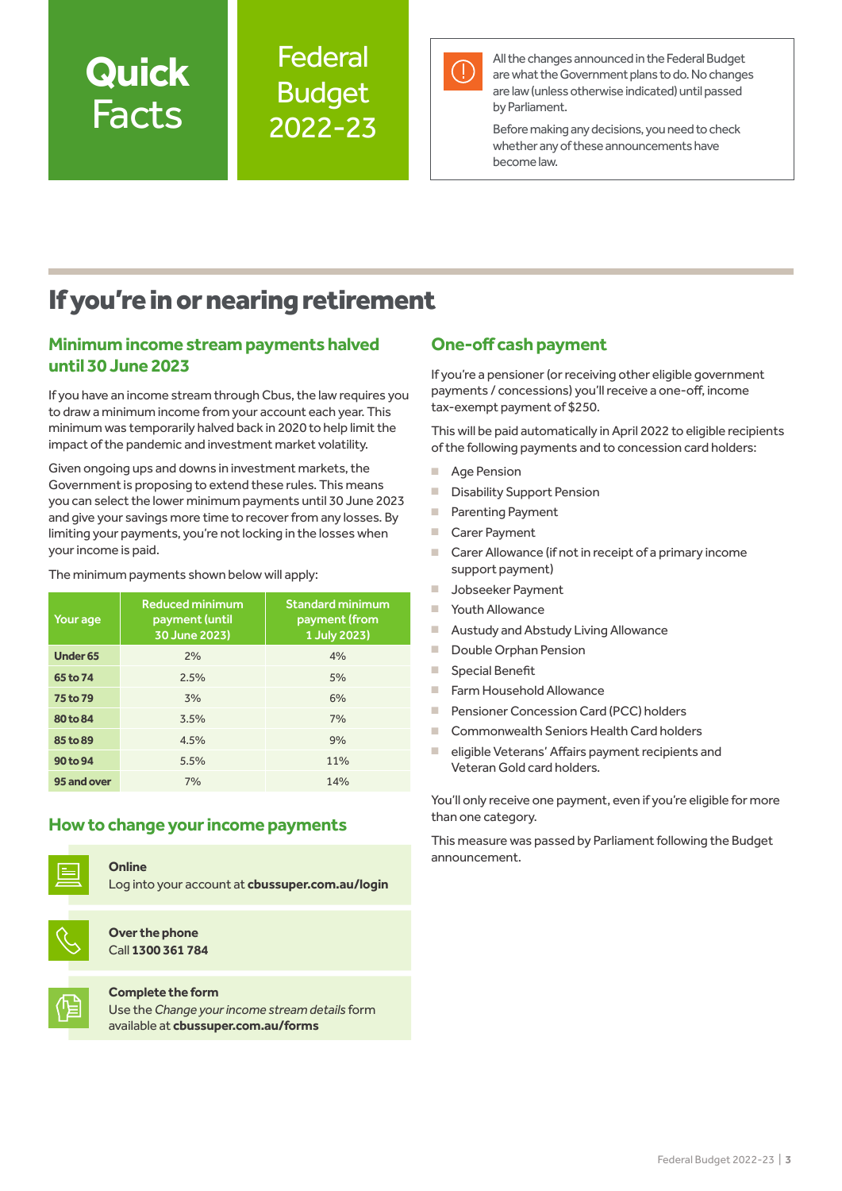# Quick Facts

# Federal Budget 2022-23

All the changes announced in the Federal Budget are what the Government plans to do. No changes are law (unless otherwise indicated) until passed by Parliament.

Before making any decisions, you need to check whether any of these announcements have become law.

## If you're in or nearing retirement

### Minimum income stream payments halved until 30 June 2023

If you have an income stream through Cbus, the law requires you to draw a minimum income from your account each year. This minimum was temporarily halved back in 2020 to help limit the impact of the pandemic and investment market volatility.

Given ongoing ups and downs in investment markets, the Government is proposing to extend these rules. This means you can select the lower minimum payments until 30 June 2023 and give your savings more time to recover from any losses. By limiting your payments, you're not locking in the losses when your income is paid.

The minimum payments shown below will apply:

| Your age | Reduced minimum payment (until 30 June 2023) | Standard minimum payment (from 1 July 2023) |
|---|---|---|
| Under 65 | 2% | 4% |
| 65 to 74 | 2.5% | 5% |
| 75 to 79 | 3% | 6% |
| 80 to 84 | 3.5% | 7% |
| 85 to 89 | 4.5% | 9% |
| 90 to 94 | 5.5% | 11% |
| 95 and over | 7% | 14% |

### How to change your income payments

**Online**
Log into your account at **cbussuper.com.au/login**

**Over the phone**
Call **1300 361 784**

**Complete the form**
Use the *Change your income stream details* form available at **cbussuper.com.au/forms**

### One-off cash payment

If you're a pensioner (or receiving other eligible government payments / concessions) you'll receive a one-off, income tax-exempt payment of $250.

This will be paid automatically in April 2022 to eligible recipients of the following payments and to concession card holders:

- Age Pension
- Disability Support Pension
- Parenting Payment
- Carer Payment
- Carer Allowance (if not in receipt of a primary income support payment)
- Jobseeker Payment
- Youth Allowance
- Austudy and Abstudy Living Allowance
- Double Orphan Pension
- Special Benefit
- Farm Household Allowance
- Pensioner Concession Card (PCC) holders
- Commonwealth Seniors Health Card holders
- eligible Veterans' Affairs payment recipients and Veteran Gold card holders.

You'll only receive one payment, even if you're eligible for more than one category.

This measure was passed by Parliament following the Budget announcement.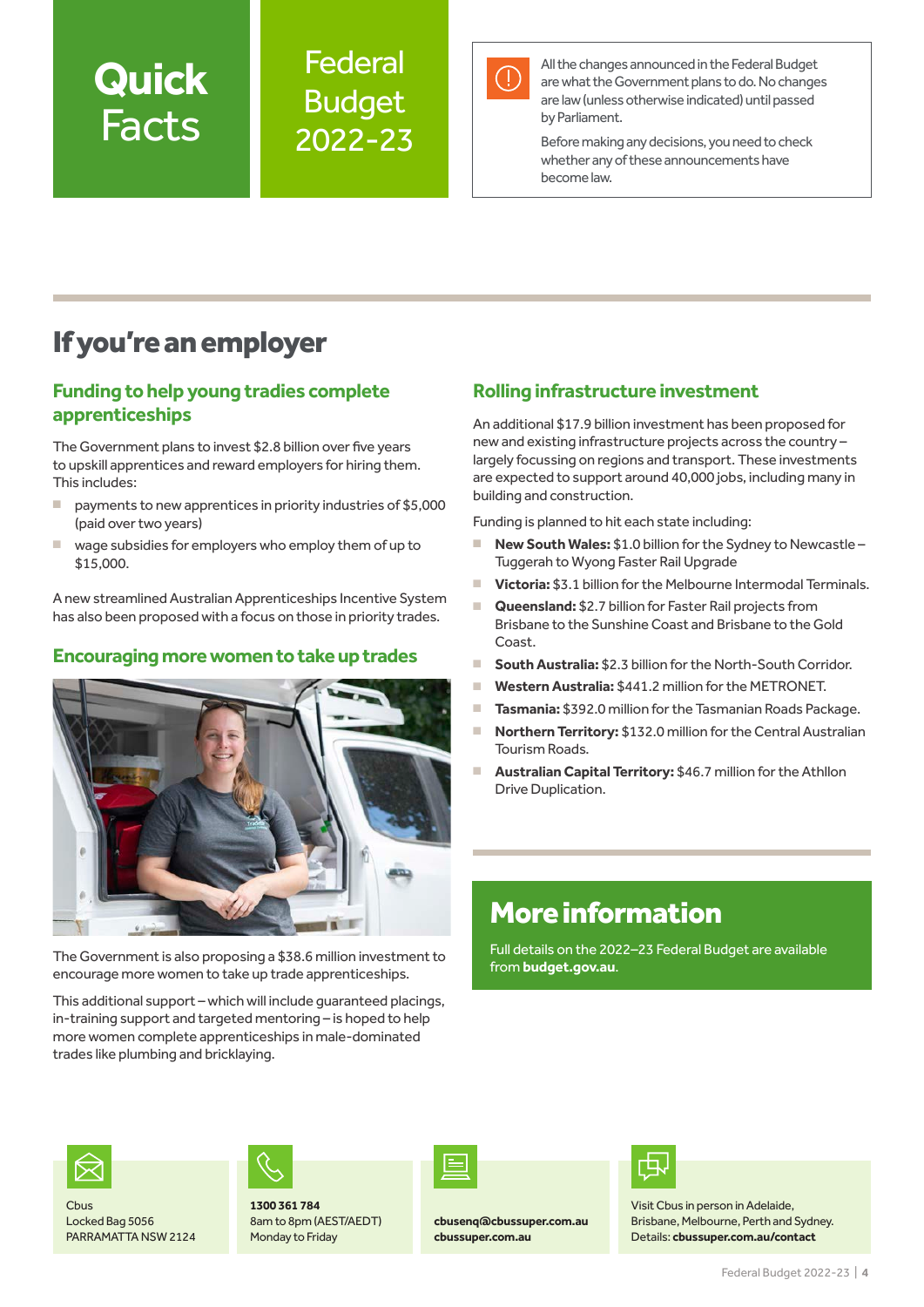# Quick Facts

# Federal Budget 2022-23

All the changes announced in the Federal Budget are what the Government plans to do. No changes are law (unless otherwise indicated) until passed by Parliament.

Before making any decisions, you need to check whether any of these announcements have become law.

## If you're an employer

### Funding to help young tradies complete apprenticeships

The Government plans to invest $2.8 billion over five years to upskill apprentices and reward employers for hiring them. This includes:

- payments to new apprentices in priority industries of $5,000 (paid over two years)
- wage subsidies for employers who employ them of up to $15,000.

A new streamlined Australian Apprenticeships Incentive System has also been proposed with a focus on those in priority trades.

### Encouraging more women to take up trades

The Government is also proposing a $38.6 million investment to encourage more women to take up trade apprenticeships.

This additional support – which will include guaranteed placings, in-training support and targeted mentoring – is hoped to help more women complete apprenticeships in male-dominated trades like plumbing and bricklaying.

### Rolling infrastructure investment

An additional $17.9 billion investment has been proposed for new and existing infrastructure projects across the country – largely focussing on regions and transport. These investments are expected to support around 40,000 jobs, including many in building and construction.

Funding is planned to hit each state including:

- **New South Wales:** $1.0 billion for the Sydney to Newcastle – Tuggerah to Wyong Faster Rail Upgrade
- **Victoria:** $3.1 billion for the Melbourne Intermodal Terminals.
- **Queensland:** $2.7 billion for Faster Rail projects from Brisbane to the Sunshine Coast and Brisbane to the Gold Coast.
- **South Australia:** $2.3 billion for the North-South Corridor.
- **Western Australia:** $441.2 million for the METRONET.
- **Tasmania:** $392.0 million for the Tasmanian Roads Package.
- **Northern Territory:** $132.0 million for the Central Australian Tourism Roads.
- **Australian Capital Territory:** $46.7 million for the Athllon Drive Duplication.

## More information

Full details on the 2022–23 Federal Budget are available from **budget.gov.au**.

Cbus
Locked Bag 5056
PARRAMATTA NSW 2124

**1300 361 784**
8am to 8pm (AEST/AEDT)
Monday to Friday

**cbusenq@cbussuper.com.au**
**cbussuper.com.au**

Visit Cbus in person in Adelaide, Brisbane, Melbourne, Perth and Sydney.
Details: **cbussuper.com.au/contact**